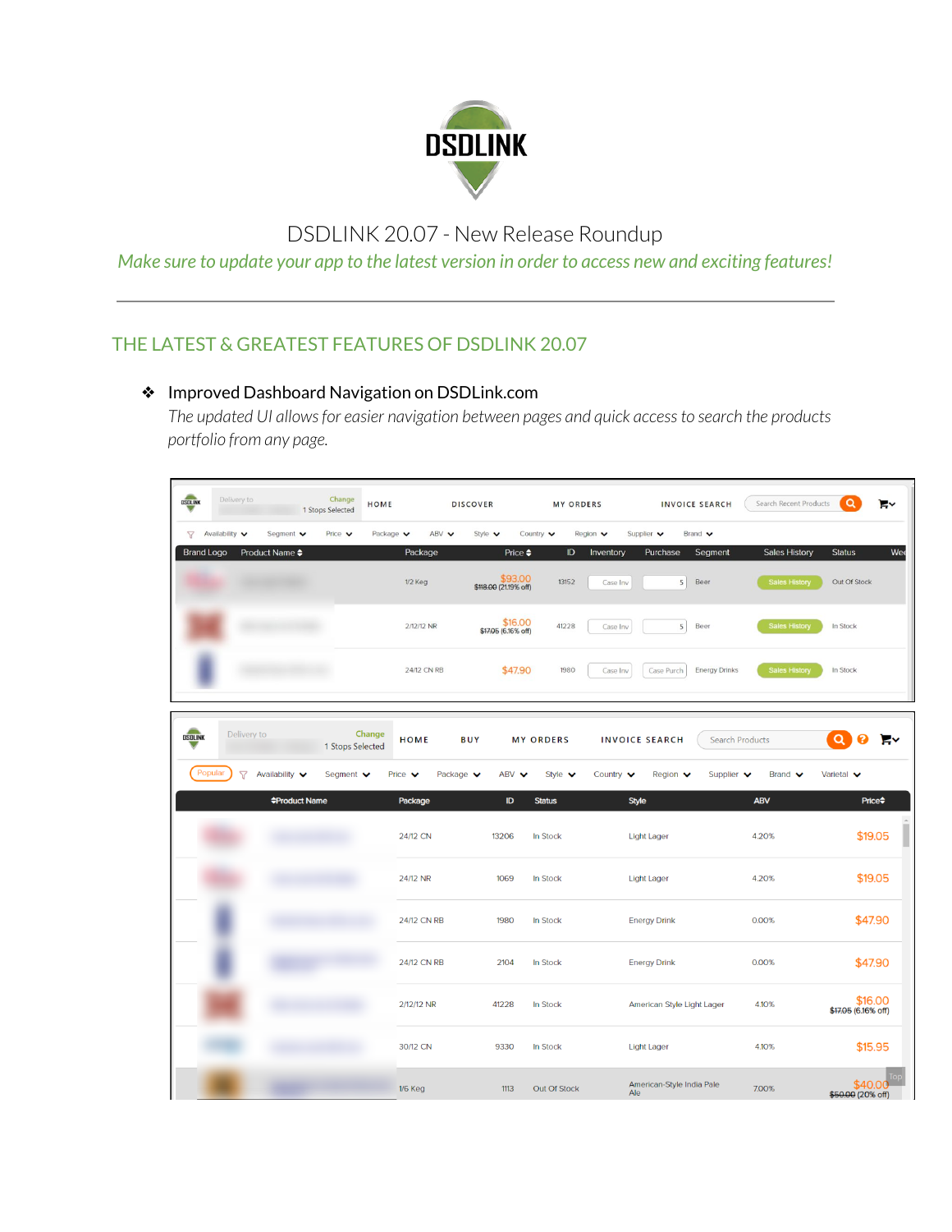# DSDLINK 20.07 - New Release Roundup

*Make sure to update your app to the latest version in order to access new and exciting features!*

---

## THE LATEST & GREATEST FEATURES OF DSDLINK 20.07

- **Improved Dashboard Navigation on DSDLink.com**
  *The updated UI allows for easier navigation between pages and quick access to search the products portfolio from any page.*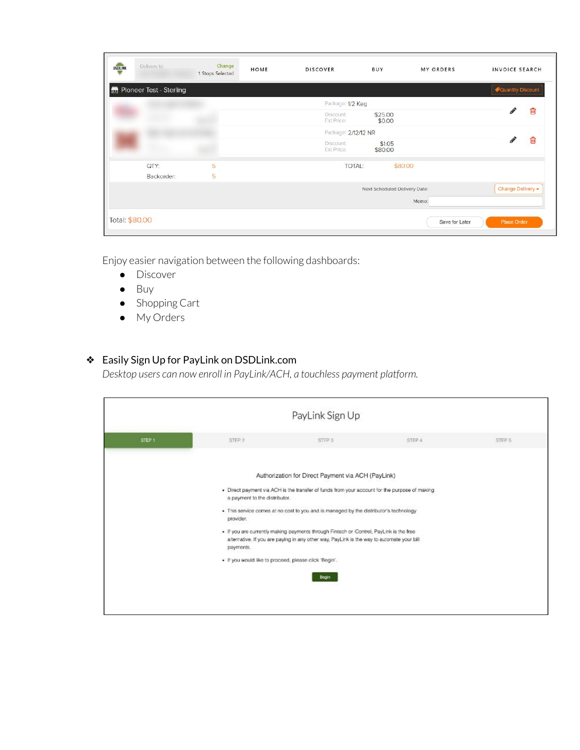Enjoy easier navigation between the following dashboards:

- Discover
- Buy
- Shopping Cart
- My Orders

❖ **Easily Sign Up for PayLink on DSDLink.com**

*Desktop users can now enroll in PayLink/ACH, a touchless payment platform.*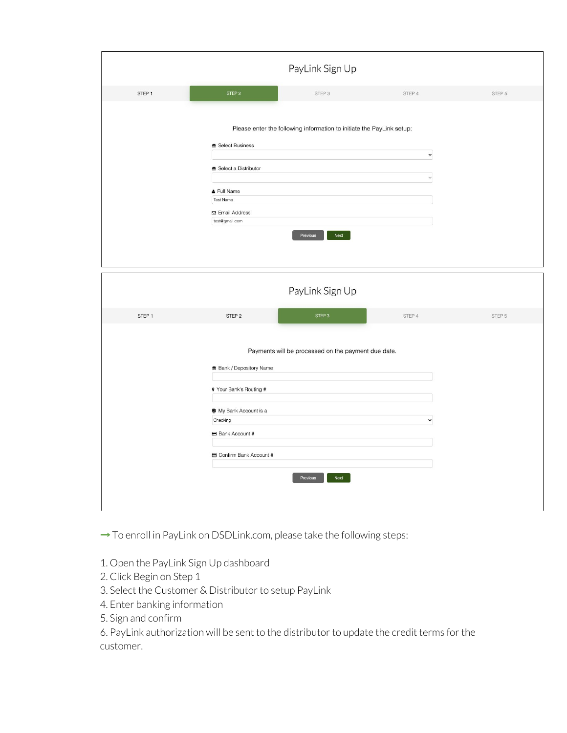PayLink Sign Up

| STEP 1 | STEP 2 | STEP 3 | STEP 4 | STEP 5 |
|---|---|---|---|---|

Please enter the following information to initiate the PayLink setup:

Select Business

Select a Distributor

Full Name

Test Name

Email Address

test@gmail.com

Previous | Next

PayLink Sign Up

| STEP 1 | STEP 2 | STEP 3 | STEP 4 | STEP 5 |
|---|---|---|---|---|

Payments will be processed on the payment due date.

Bank / Depository Name

Your Bank's Routing #

My Bank Account is a

Checking

Bank Account #

Confirm Bank Account #

Previous | Next

→ To enroll in PayLink on DSDLink.com, please take the following steps:

1. Open the PayLink Sign Up dashboard
2. Click Begin on Step 1
3. Select the Customer & Distributor to setup PayLink
4. Enter banking information
5. Sign and confirm
6. PayLink authorization will be sent to the distributor to update the credit terms for the customer.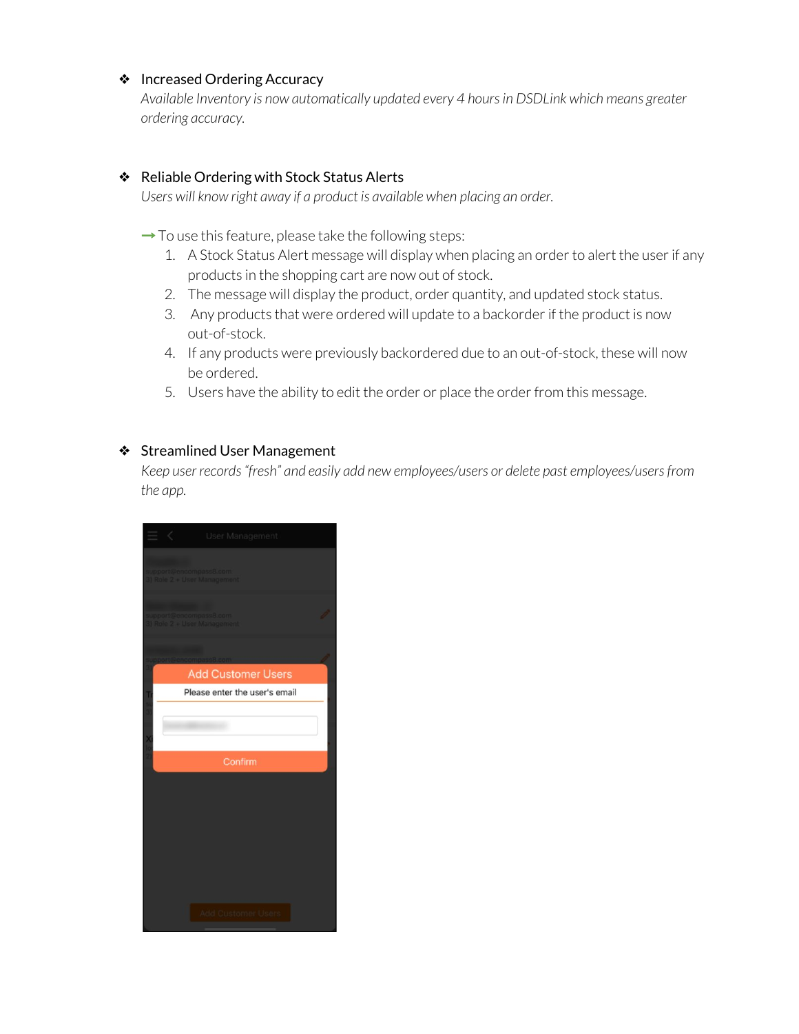- Increased Ordering Accuracy
  *Available Inventory is now automatically updated every 4 hours in DSDLink which means greater ordering accuracy.*

- Reliable Ordering with Stock Status Alerts
  *Users will know right away if a product is available when placing an order.*

  → To use this feature, please take the following steps:
  1. A Stock Status Alert message will display when placing an order to alert the user if any products in the shopping cart are now out of stock.
  2. The message will display the product, order quantity, and updated stock status.
  3. Any products that were ordered will update to a backorder if the product is now out-of-stock.
  4. If any products were previously backordered due to an out-of-stock, these will now be ordered.
  5. Users have the ability to edit the order or place the order from this message.

- Streamlined User Management
  *Keep user records "fresh" and easily add new employees/users or delete past employees/users from the app.*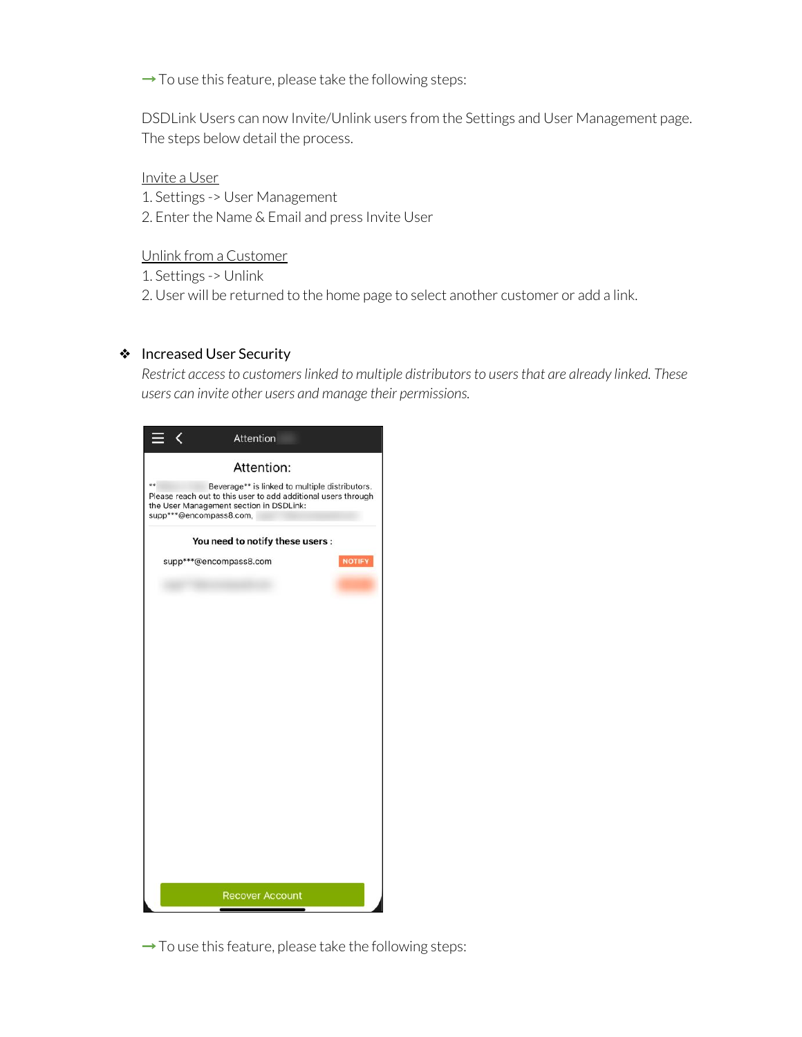→ To use this feature, please take the following steps:

DSDLink Users can now Invite/Unlink users from the Settings and User Management page. The steps below detail the process.

Invite a User

1. Settings -> User Management
2. Enter the Name & Email and press Invite User

Unlink from a Customer

1. Settings -> Unlink
2. User will be returned to the home page to select another customer or add a link.

❖ Increased User Security

*Restrict access to customers linked to multiple distributors to users that are already linked. These users can invite other users and manage their permissions.*

→ To use this feature, please take the following steps: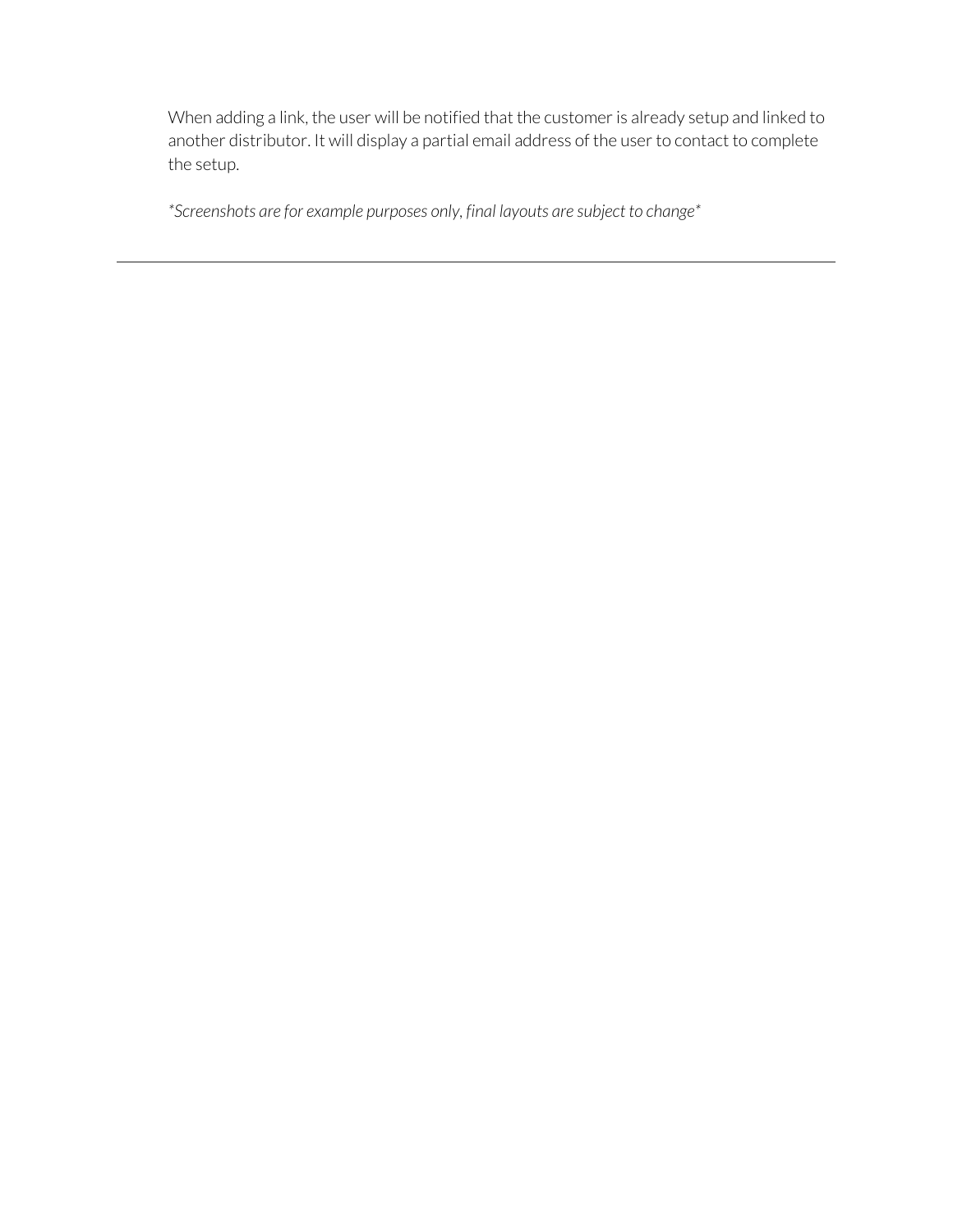When adding a link, the user will be notified that the customer is already setup and linked to another distributor. It will display a partial email address of the user to contact to complete the setup.

*\*Screenshots are for example purposes only, final layouts are subject to change\**

---